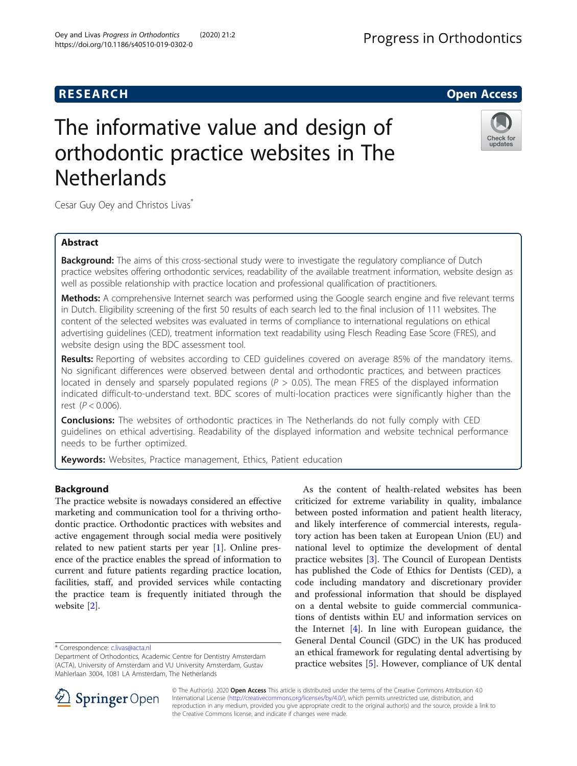RESEARCH

Open Access

# The informative value and design of orthodontic practice websites in The Netherlands

Cesar Guy Oey and Christos Livas*

## Abstract

**Background:** The aims of this cross-sectional study were to investigate the regulatory compliance of Dutch practice websites offering orthodontic services, readability of the available treatment information, website design as well as possible relationship with practice location and professional qualification of practitioners.

**Methods:** A comprehensive Internet search was performed using the Google search engine and five relevant terms in Dutch. Eligibility screening of the first 50 results of each search led to the final inclusion of 111 websites. The content of the selected websites was evaluated in terms of compliance to international regulations on ethical advertising guidelines (CED), treatment information text readability using Flesch Reading Ease Score (FRES), and website design using the BDC assessment tool.

**Results:** Reporting of websites according to CED guidelines covered on average 85% of the mandatory items. No significant differences were observed between dental and orthodontic practices, and between practices located in densely and sparsely populated regions ($P > 0.05$). The mean FRES of the displayed information indicated difficult-to-understand text. BDC scores of multi-location practices were significantly higher than the rest ($P < 0.006$).

**Conclusions:** The websites of orthodontic practices in The Netherlands do not fully comply with CED guidelines on ethical advertising. Readability of the displayed information and website technical performance needs to be further optimized.

**Keywords:** Websites, Practice management, Ethics, Patient education

## Background

The practice website is nowadays considered an effective marketing and communication tool for a thriving orthodontic practice. Orthodontic practices with websites and active engagement through social media were positively related to new patient starts per year [1]. Online presence of the practice enables the spread of information to current and future patients regarding practice location, facilities, staff, and provided services while contacting the practice team is frequently initiated through the website [2].

As the content of health-related websites has been criticized for extreme variability in quality, imbalance between posted information and patient health literacy, and likely interference of commercial interests, regulatory action has been taken at European Union (EU) and national level to optimize the development of dental practice websites [3]. The Council of European Dentists has published the Code of Ethics for Dentists (CED), a code including mandatory and discretionary provider and professional information that should be displayed on a dental website to guide commercial communications of dentists within EU and information services on the Internet [4]. In line with European guidance, the General Dental Council (GDC) in the UK has produced an ethical framework for regulating dental advertising by practice websites [5]. However, compliance of UK dental

* Correspondence: c.livas@acta.nl
Department of Orthodontics, Academic Centre for Dentistry Amsterdam (ACTA), University of Amsterdam and VU University Amsterdam, Gustav Mahlerlaan 3004, 1081 LA Amsterdam, The Netherlands

© The Author(s). 2020 **Open Access** This article is distributed under the terms of the Creative Commons Attribution 4.0 International License (http://creativecommons.org/licenses/by/4.0/), which permits unrestricted use, distribution, and reproduction in any medium, provided you give appropriate credit to the original author(s) and the source, provide a link to the Creative Commons license, and indicate if changes were made.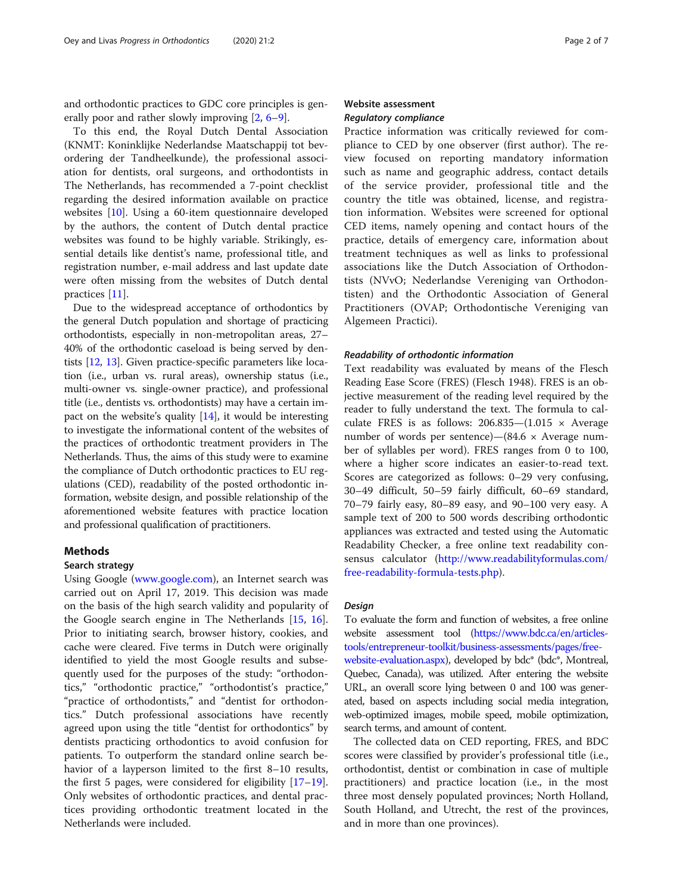and orthodontic practices to GDC core principles is generally poor and rather slowly improving [2, 6–9].

To this end, the Royal Dutch Dental Association (KNMT: Koninklijke Nederlandse Maatschappij tot bevordering der Tandheelkunde), the professional association for dentists, oral surgeons, and orthodontists in The Netherlands, has recommended a 7-point checklist regarding the desired information available on practice websites [10]. Using a 60-item questionnaire developed by the authors, the content of Dutch dental practice websites was found to be highly variable. Strikingly, essential details like dentist's name, professional title, and registration number, e-mail address and last update date were often missing from the websites of Dutch dental practices [11].

Due to the widespread acceptance of orthodontics by the general Dutch population and shortage of practicing orthodontists, especially in non-metropolitan areas, 27–40% of the orthodontic caseload is being served by dentists [12, 13]. Given practice-specific parameters like location (i.e., urban vs. rural areas), ownership status (i.e., multi-owner vs. single-owner practice), and professional title (i.e., dentists vs. orthodontists) may have a certain impact on the website's quality [14], it would be interesting to investigate the informational content of the websites of the practices of orthodontic treatment providers in The Netherlands. Thus, the aims of this study were to examine the compliance of Dutch orthodontic practices to EU regulations (CED), readability of the posted orthodontic information, website design, and possible relationship of the aforementioned website features with practice location and professional qualification of practitioners.

## Methods

### Search strategy

Using Google (www.google.com), an Internet search was carried out on April 17, 2019. This decision was made on the basis of the high search validity and popularity of the Google search engine in The Netherlands [15, 16]. Prior to initiating search, browser history, cookies, and cache were cleared. Five terms in Dutch were originally identified to yield the most Google results and subsequently used for the purposes of the study: "orthodontics," "orthodontic practice," "orthodontist's practice," "practice of orthodontists," and "dentist for orthodontics." Dutch professional associations have recently agreed upon using the title "dentist for orthodontics" by dentists practicing orthodontics to avoid confusion for patients. To outperform the standard online search behavior of a layperson limited to the first 8–10 results, the first 5 pages, were considered for eligibility [17–19]. Only websites of orthodontic practices, and dental practices providing orthodontic treatment located in the Netherlands were included.

### Website assessment

#### *Regulatory compliance*

Practice information was critically reviewed for compliance to CED by one observer (first author). The review focused on reporting mandatory information such as name and geographic address, contact details of the service provider, professional title and the country the title was obtained, license, and registration information. Websites were screened for optional CED items, namely opening and contact hours of the practice, details of emergency care, information about treatment techniques as well as links to professional associations like the Dutch Association of Orthodontists (NVvO; Nederlandse Vereniging van Orthodontisten) and the Orthodontic Association of General Practitioners (OVAP; Orthodontische Vereniging van Algemeen Practici).

#### *Readability of orthodontic information*

Text readability was evaluated by means of the Flesch Reading Ease Score (FRES) (Flesch 1948). FRES is an objective measurement of the reading level required by the reader to fully understand the text. The formula to calculate FRES is as follows: 206.835—(1.015 × Average number of words per sentence)—(84.6 × Average number of syllables per word). FRES ranges from 0 to 100, where a higher score indicates an easier-to-read text. Scores are categorized as follows: 0–29 very confusing, 30–49 difficult, 50–59 fairly difficult, 60–69 standard, 70–79 fairly easy, 80–89 easy, and 90–100 very easy. A sample text of 200 to 500 words describing orthodontic appliances was extracted and tested using the Automatic Readability Checker, a free online text readability consensus calculator (http://www.readabilityformulas.com/free-readability-formula-tests.php).

#### *Design*

To evaluate the form and function of websites, a free online website assessment tool (https://www.bdc.ca/en/articles-tools/entrepreneur-toolkit/business-assessments/pages/free-website-evaluation.aspx), developed by bdc® (bdc®, Montreal, Quebec, Canada), was utilized. After entering the website URL, an overall score lying between 0 and 100 was generated, based on aspects including social media integration, web-optimized images, mobile speed, mobile optimization, search terms, and amount of content.

The collected data on CED reporting, FRES, and BDC scores were classified by provider's professional title (i.e., orthodontist, dentist or combination in case of multiple practitioners) and practice location (i.e., in the most three most densely populated provinces; North Holland, South Holland, and Utrecht, the rest of the provinces, and in more than one provinces).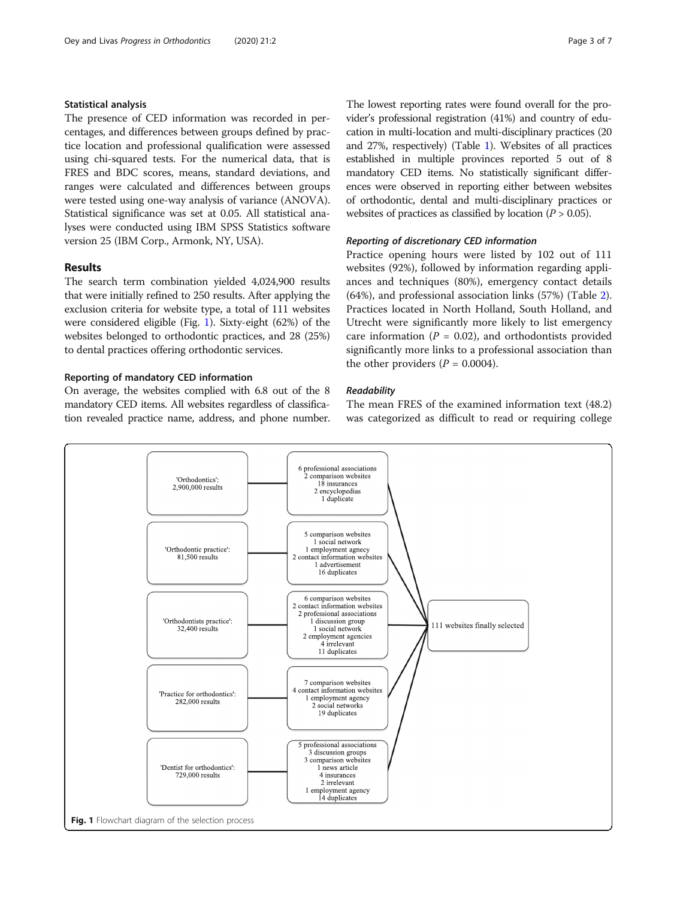### Statistical analysis

The presence of CED information was recorded in percentages, and differences between groups defined by practice location and professional qualification were assessed using chi-squared tests. For the numerical data, that is FRES and BDC scores, means, standard deviations, and ranges were calculated and differences between groups were tested using one-way analysis of variance (ANOVA). Statistical significance was set at 0.05. All statistical analyses were conducted using IBM SPSS Statistics software version 25 (IBM Corp., Armonk, NY, USA).

## Results

The search term combination yielded 4,024,900 results that were initially refined to 250 results. After applying the exclusion criteria for website type, a total of 111 websites were considered eligible (Fig. 1). Sixty-eight (62%) of the websites belonged to orthodontic practices, and 28 (25%) to dental practices offering orthodontic services.

### Reporting of mandatory CED information

On average, the websites complied with 6.8 out of the 8 mandatory CED items. All websites regardless of classification revealed practice name, address, and phone number. The lowest reporting rates were found overall for the provider's professional registration (41%) and country of education in multi-location and multi-disciplinary practices (20 and 27%, respectively) (Table 1). Websites of all practices established in multiple provinces reported 5 out of 8 mandatory CED items. No statistically significant differences were observed in reporting either between websites of orthodontic, dental and multi-disciplinary practices or websites of practices as classified by location ($P > 0.05$).

#### *Reporting of discretionary CED information*

Practice opening hours were listed by 102 out of 111 websites (92%), followed by information regarding appliances and techniques (80%), emergency contact details (64%), and professional association links (57%) (Table 2). Practices located in North Holland, South Holland, and Utrecht were significantly more likely to list emergency care information ($P = 0.02$), and orthodontists provided significantly more links to a professional association than the other providers ($P = 0.0004$).

#### *Readability*

The mean FRES of the examined information text (48.2) was categorized as difficult to read or requiring college

- 'Orthodontics': 2,900,000 results → 6 professional associations, 2 comparison websites, 18 insurances, 2 encyclopedias, 1 duplicate
- 'Orthodontic practice': 81,500 results → 5 comparison websites, 1 social network, 1 employment agency, 2 contact information websites, 1 advertisement, 16 duplicates
- 'Orthodontists practice': 32,400 results → 6 comparison websites, 2 contact information websites, 2 professional associations, 1 discussion group, 1 social network, 2 employment agencies, 4 irrelevant, 11 duplicates
- 'Practice for orthodontics': 282,000 results → 7 comparison websites, 4 contact information websites, 1 employment agency, 2 social networks, 19 duplicates
- 'Dentist for orthodontics': 729,000 results → 5 professional associations, 3 discussion groups, 3 comparison websites, 1 news article, 4 insurances, 2 irrelevant, 1 employment agency, 14 duplicates
- → 111 websites finally selected

**Fig. 1** Flowchart diagram of the selection process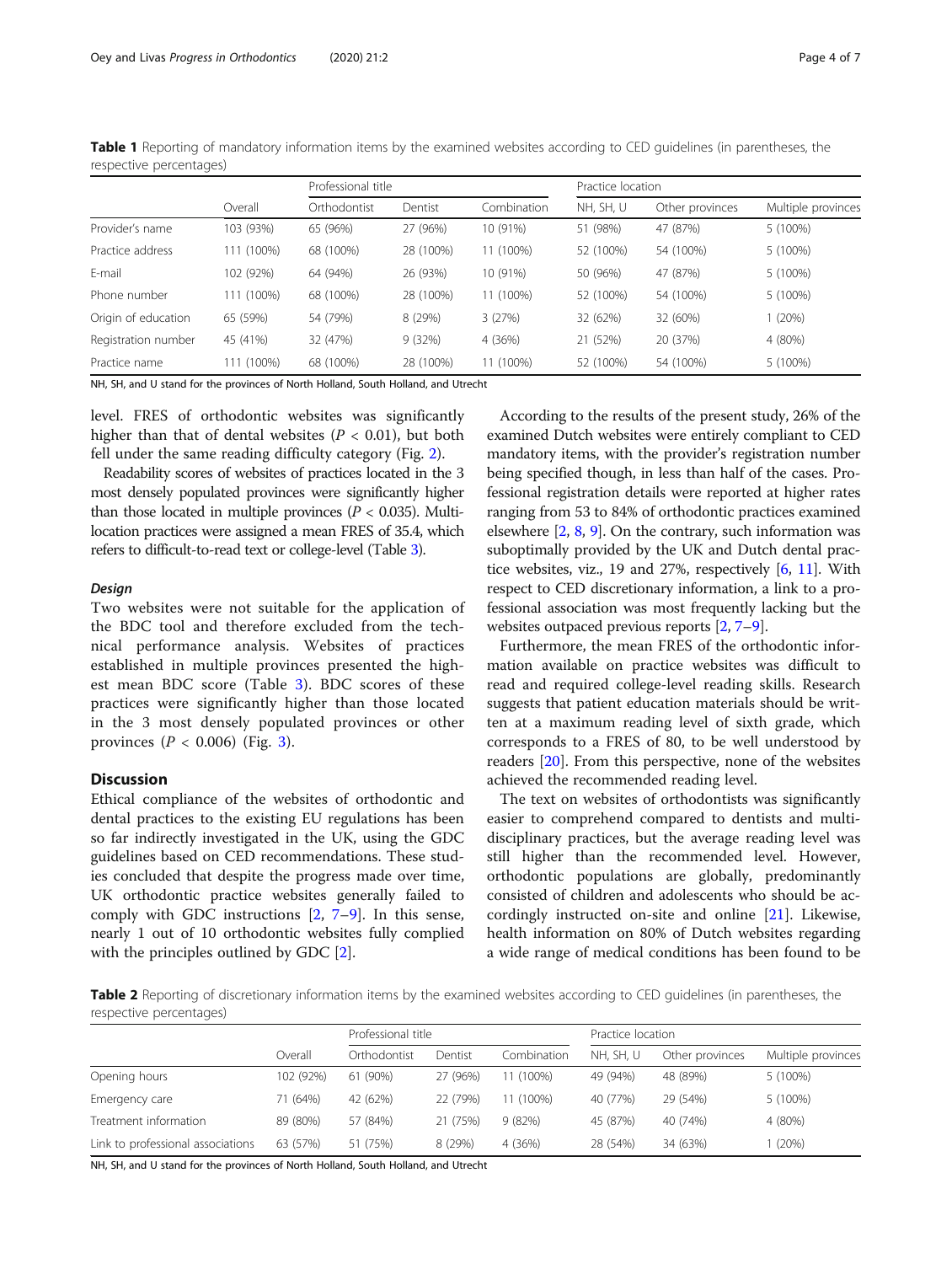**Table 1** Reporting of mandatory information items by the examined websites according to CED guidelines (in parentheses, the respective percentages)

| | Overall | Professional title | | | Practice location | | |
|---|---|---|---|---|---|---|---|
| | | Orthodontist | Dentist | Combination | NH, SH, U | Other provinces | Multiple provinces |
| Provider's name | 103 (93%) | 65 (96%) | 27 (96%) | 10 (91%) | 51 (98%) | 47 (87%) | 5 (100%) |
| Practice address | 111 (100%) | 68 (100%) | 28 (100%) | 11 (100%) | 52 (100%) | 54 (100%) | 5 (100%) |
| E-mail | 102 (92%) | 64 (94%) | 26 (93%) | 10 (91%) | 50 (96%) | 47 (87%) | 5 (100%) |
| Phone number | 111 (100%) | 68 (100%) | 28 (100%) | 11 (100%) | 52 (100%) | 54 (100%) | 5 (100%) |
| Origin of education | 65 (59%) | 54 (79%) | 8 (29%) | 3 (27%) | 32 (62%) | 32 (60%) | 1 (20%) |
| Registration number | 45 (41%) | 32 (47%) | 9 (32%) | 4 (36%) | 21 (52%) | 20 (37%) | 4 (80%) |
| Practice name | 111 (100%) | 68 (100%) | 28 (100%) | 11 (100%) | 52 (100%) | 54 (100%) | 5 (100%) |

NH, SH, and U stand for the provinces of North Holland, South Holland, and Utrecht

level. FRES of orthodontic websites was significantly higher than that of dental websites ($P < 0.01$), but both fell under the same reading difficulty category (Fig. 2).

Readability scores of websites of practices located in the 3 most densely populated provinces were significantly higher than those located in multiple provinces ($P < 0.035$). Multi-location practices were assigned a mean FRES of 35.4, which refers to difficult-to-read text or college-level (Table 3).

### *Design*

Two websites were not suitable for the application of the BDC tool and therefore excluded from the technical performance analysis. Websites of practices established in multiple provinces presented the highest mean BDC score (Table 3). BDC scores of these practices were significantly higher than those located in the 3 most densely populated provinces or other provinces ($P < 0.006$) (Fig. 3).

## Discussion

Ethical compliance of the websites of orthodontic and dental practices to the existing EU regulations has been so far indirectly investigated in the UK, using the GDC guidelines based on CED recommendations. These studies concluded that despite the progress made over time, UK orthodontic practice websites generally failed to comply with GDC instructions [2, 7–9]. In this sense, nearly 1 out of 10 orthodontic websites fully complied with the principles outlined by GDC [2].

According to the results of the present study, 26% of the examined Dutch websites were entirely compliant to CED mandatory items, with the provider's registration number being specified though, in less than half of the cases. Professional registration details were reported at higher rates ranging from 53 to 84% of orthodontic practices examined elsewhere [2, 8, 9]. On the contrary, such information was suboptimally provided by the UK and Dutch dental practice websites, viz., 19 and 27%, respectively [6, 11]. With respect to CED discretionary information, a link to a professional association was most frequently lacking but the websites outpaced previous reports [2, 7–9].

Furthermore, the mean FRES of the orthodontic information available on practice websites was difficult to read and required college-level reading skills. Research suggests that patient education materials should be written at a maximum reading level of sixth grade, which corresponds to a FRES of 80, to be well understood by readers [20]. From this perspective, none of the websites achieved the recommended reading level.

The text on websites of orthodontists was significantly easier to comprehend compared to dentists and multidisciplinary practices, but the average reading level was still higher than the recommended level. However, orthodontic populations are globally, predominantly consisted of children and adolescents who should be accordingly instructed on-site and online [21]. Likewise, health information on 80% of Dutch websites regarding a wide range of medical conditions has been found to be

**Table 2** Reporting of discretionary information items by the examined websites according to CED guidelines (in parentheses, the respective percentages)

| | Overall | Professional title | | | Practice location | | |
|---|---|---|---|---|---|---|---|
| | | Orthodontist | Dentist | Combination | NH, SH, U | Other provinces | Multiple provinces |
| Opening hours | 102 (92%) | 61 (90%) | 27 (96%) | 11 (100%) | 49 (94%) | 48 (89%) | 5 (100%) |
| Emergency care | 71 (64%) | 42 (62%) | 22 (79%) | 11 (100%) | 40 (77%) | 29 (54%) | 5 (100%) |
| Treatment information | 89 (80%) | 57 (84%) | 21 (75%) | 9 (82%) | 45 (87%) | 40 (74%) | 4 (80%) |
| Link to professional associations | 63 (57%) | 51 (75%) | 8 (29%) | 4 (36%) | 28 (54%) | 34 (63%) | 1 (20%) |

NH, SH, and U stand for the provinces of North Holland, South Holland, and Utrecht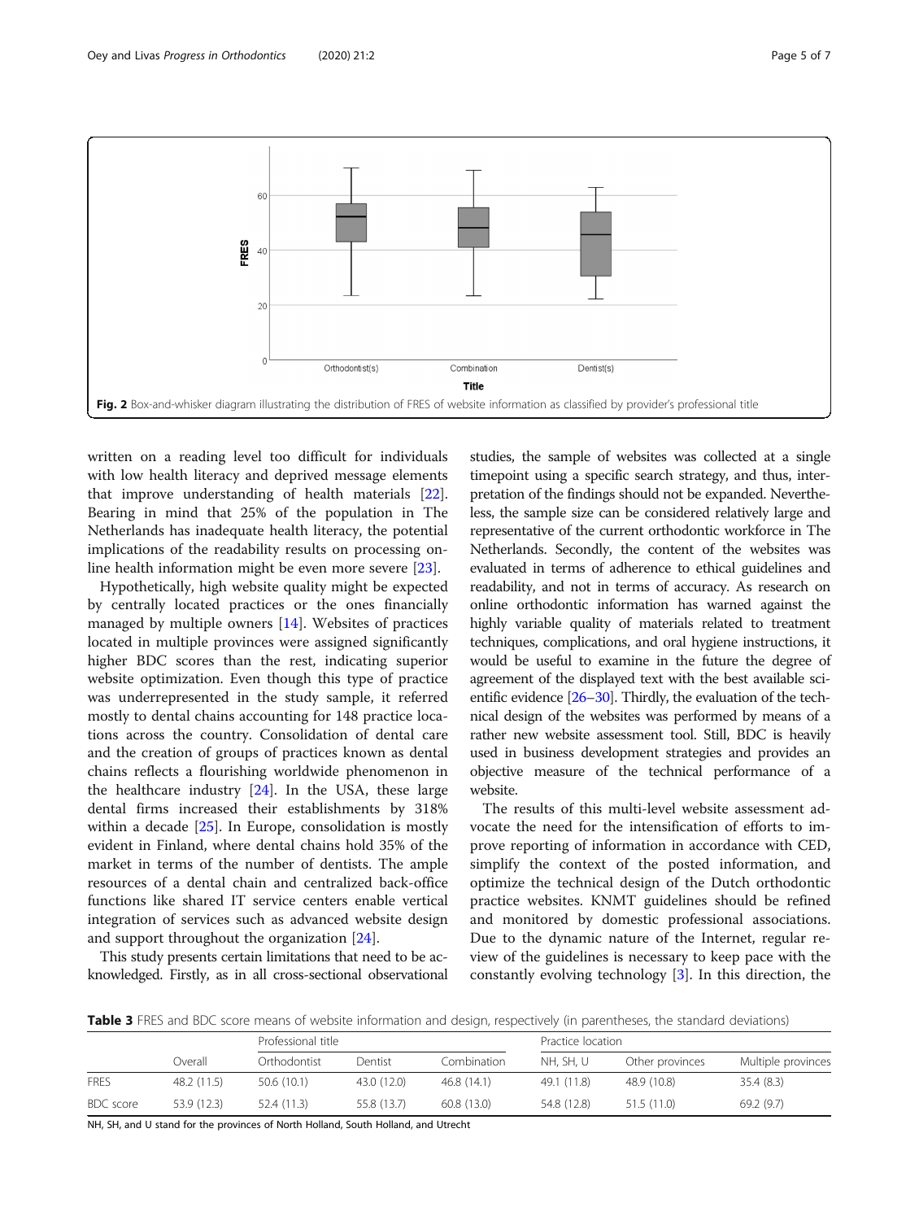Fig. 2 Box-and-whisker diagram illustrating the distribution of FRES of website information as classified by provider's professional title

written on a reading level too difficult for individuals with low health literacy and deprived message elements that improve understanding of health materials [22]. Bearing in mind that 25% of the population in The Netherlands has inadequate health literacy, the potential implications of the readability results on processing online health information might be even more severe [23].

Hypothetically, high website quality might be expected by centrally located practices or the ones financially managed by multiple owners [14]. Websites of practices located in multiple provinces were assigned significantly higher BDC scores than the rest, indicating superior website optimization. Even though this type of practice was underrepresented in the study sample, it referred mostly to dental chains accounting for 148 practice locations across the country. Consolidation of dental care and the creation of groups of practices known as dental chains reflects a flourishing worldwide phenomenon in the healthcare industry [24]. In the USA, these large dental firms increased their establishments by 318% within a decade [25]. In Europe, consolidation is mostly evident in Finland, where dental chains hold 35% of the market in terms of the number of dentists. The ample resources of a dental chain and centralized back-office functions like shared IT service centers enable vertical integration of services such as advanced website design and support throughout the organization [24].

This study presents certain limitations that need to be acknowledged. Firstly, as in all cross-sectional observational studies, the sample of websites was collected at a single timepoint using a specific search strategy, and thus, interpretation of the findings should not be expanded. Nevertheless, the sample size can be considered relatively large and representative of the current orthodontic workforce in The Netherlands. Secondly, the content of the websites was evaluated in terms of adherence to ethical guidelines and readability, and not in terms of accuracy. As research on online orthodontic information has warned against the highly variable quality of materials related to treatment techniques, complications, and oral hygiene instructions, it would be useful to examine in the future the degree of agreement of the displayed text with the best available scientific evidence [26–30]. Thirdly, the evaluation of the technical design of the websites was performed by means of a rather new website assessment tool. Still, BDC is heavily used in business development strategies and provides an objective measure of the technical performance of a website.

The results of this multi-level website assessment advocate the need for the intensification of efforts to improve reporting of information in accordance with CED, simplify the context of the posted information, and optimize the technical design of the Dutch orthodontic practice websites. KNMT guidelines should be refined and monitored by domestic professional associations. Due to the dynamic nature of the Internet, regular review of the guidelines is necessary to keep pace with the constantly evolving technology [3]. In this direction, the

**Table 3** FRES and BDC score means of website information and design, respectively (in parentheses, the standard deviations)

| | | Professional title | | | Practice location | | |
|---|---|---|---|---|---|---|---|
| | Overall | Orthodontist | Dentist | Combination | NH, SH, U | Other provinces | Multiple provinces |
| FRES | 48.2 (11.5) | 50.6 (10.1) | 43.0 (12.0) | 46.8 (14.1) | 49.1 (11.8) | 48.9 (10.8) | 35.4 (8.3) |
| BDC score | 53.9 (12.3) | 52.4 (11.3) | 55.8 (13.7) | 60.8 (13.0) | 54.8 (12.8) | 51.5 (11.0) | 69.2 (9.7) |

NH, SH, and U stand for the provinces of North Holland, South Holland, and Utrecht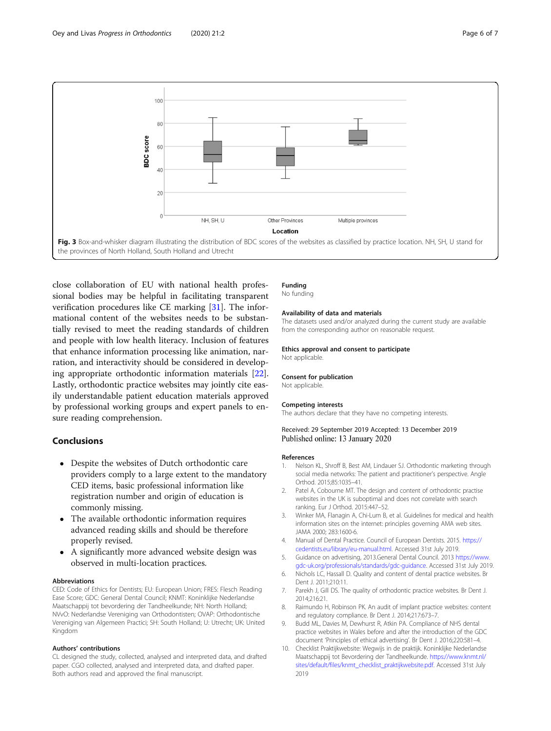Fig. 3 Box-and-whisker diagram illustrating the distribution of BDC scores of the websites as classified by practice location. NH, SH, U stand for the provinces of North Holland, South Holland and Utrecht

close collaboration of EU with national health professional bodies may be helpful in facilitating transparent verification procedures like CE marking [31]. The informational content of the websites needs to be substantially revised to meet the reading standards of children and people with low health literacy. Inclusion of features that enhance information processing like animation, narration, and interactivity should be considered in developing appropriate orthodontic information materials [22]. Lastly, orthodontic practice websites may jointly cite easily understandable patient education materials approved by professional working groups and expert panels to ensure reading comprehension.

## Conclusions

- Despite the websites of Dutch orthodontic care providers comply to a large extent to the mandatory CED items, basic professional information like registration number and origin of education is commonly missing.
- The available orthodontic information requires advanced reading skills and should be therefore properly revised.
- A significantly more advanced website design was observed in multi-location practices.

### Abbreviations

CED: Code of Ethics for Dentists; EU: European Union; FRES: Flesch Reading Ease Score; GDC: General Dental Council; KNMT: Koninklijke Nederlandse Maatschappij tot bevordering der Tandheelkunde; NH: North Holland; NVvO: Nederlandse Vereniging van Orthodontisten; OVAP: Orthodontische Vereniging van Algemeen Practici; SH: South Holland; U: Utrecht; UK: United Kingdom

### Authors' contributions

CL designed the study, collected, analysed and interpreted data, and drafted paper. CGO collected, analysed and interpreted data, and drafted paper. Both authors read and approved the final manuscript.

### Funding

No funding

### Availability of data and materials

The datasets used and/or analyzed during the current study are available from the corresponding author on reasonable request.

### Ethics approval and consent to participate

Not applicable.

### Consent for publication

Not applicable.

### Competing interests

The authors declare that they have no competing interests.

Received: 29 September 2019 Accepted: 13 December 2019
Published online: 13 January 2020

### References

1. Nelson KL, Shroff B, Best AM, Lindauer SJ. Orthodontic marketing through social media networks: The patient and practitioner's perspective. Angle Orthod. 2015;85:1035–41.
2. Patel A, Cobourne MT. The design and content of orthodontic practise websites in the UK is suboptimal and does not correlate with search ranking. Eur J Orthod. 2015:447–52.
3. Winker MA, Flanagin A, Chi-Lum B, et al. Guidelines for medical and health information sites on the internet: principles governing AMA web sites. JAMA 2000; 283:1600-6.
4. Manual of Dental Practice. Council of European Dentists. 2015. https://cedentists.eu/library/eu-manual.html. Accessed 31st July 2019.
5. Guidance on advertising, 2013.General Dental Council. 2013 https://www.gdc-uk.org/professionals/standards/gdc-guidance. Accessed 31st July 2019.
6. Nichols LC, Hassall D. Quality and content of dental practice websites. Br Dent J. 2011;210:11.
7. Parekh J, Gill DS. The quality of orthodontic practice websites. Br Dent J. 2014;216:21.
8. Raimundo H, Robinson PK. An audit of implant practice websites: content and regulatory compliance. Br Dent J. 2014;217:673–7.
9. Budd ML, Davies M, Dewhurst R, Atkin PA. Compliance of NHS dental practice websites in Wales before and after the introduction of the GDC document 'Principles of ethical advertising'. Br Dent J. 2016;220:581–4.
10. Checklist Praktijkwebsite: Wegwijs in de praktijk. Koninklijke Nederlandse Maatschappij tot Bevordering der Tandheelkunde. https://www.knmt.nl/sites/default/files/knmt_checklist_praktijkwebsite.pdf. Accessed 31st July 2019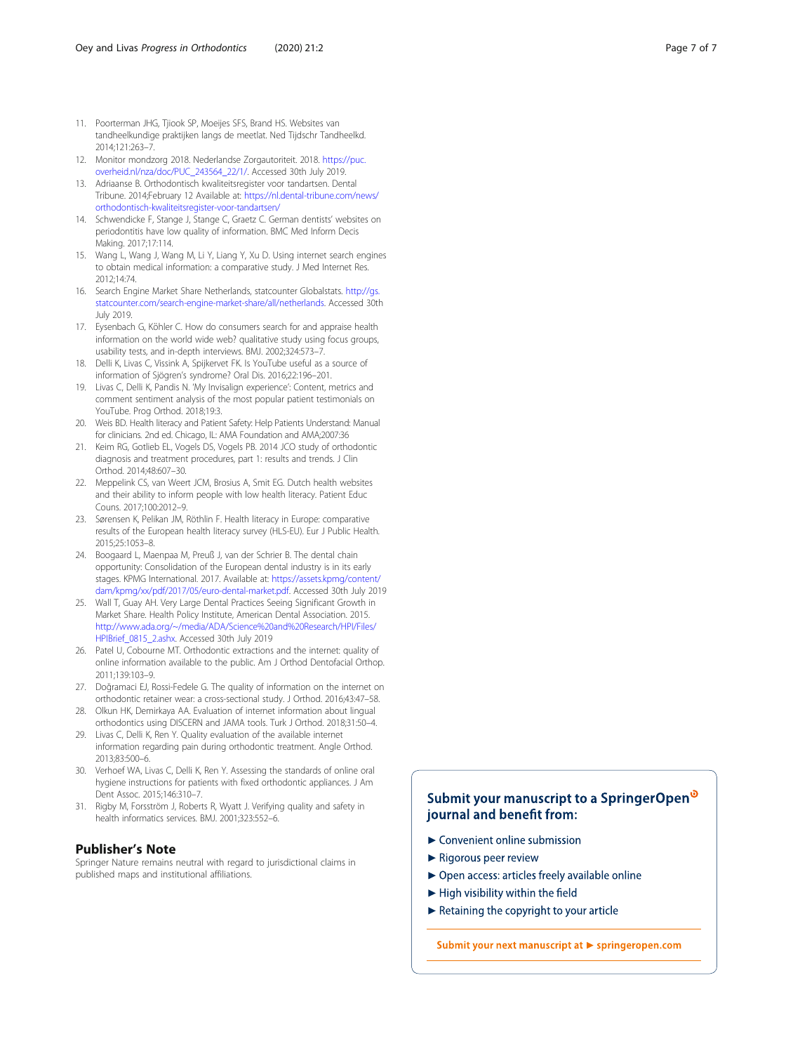11. Poorterman JHG, Tjiook SP, Moeijes SFS, Brand HS. Websites van tandheelkundige praktijken langs de meetlat. Ned Tijdschr Tandheelkd. 2014;121:263–7.
12. Monitor mondzorg 2018. Nederlandse Zorgautoriteit. 2018. https://puc.overheid.nl/nza/doc/PUC_243564_22/1/. Accessed 30th July 2019.
13. Adriaanse B. Orthodontisch kwaliteitsregister voor tandartsen. Dental Tribune. 2014;February 12 Available at: https://nl.dental-tribune.com/news/orthodontisch-kwaliteitsregister-voor-tandartsen/
14. Schwendicke F, Stange J, Stange C, Graetz C. German dentists' websites on periodontitis have low quality of information. BMC Med Inform Decis Making. 2017;17:114.
15. Wang L, Wang J, Wang M, Li Y, Liang Y, Xu D. Using internet search engines to obtain medical information: a comparative study. J Med Internet Res. 2012;14:74.
16. Search Engine Market Share Netherlands, statcounter Globalstats. http://gs.statcounter.com/search-engine-market-share/all/netherlands. Accessed 30th July 2019.
17. Eysenbach G, Köhler C. How do consumers search for and appraise health information on the world wide web? qualitative study using focus groups, usability tests, and in-depth interviews. BMJ. 2002;324:573–7.
18. Delli K, Livas C, Vissink A, Spijkervet FK. Is YouTube useful as a source of information of Sjögren's syndrome? Oral Dis. 2016;22:196–201.
19. Livas C, Delli K, Pandis N. 'My Invisalign experience': Content, metrics and comment sentiment analysis of the most popular patient testimonials on YouTube. Prog Orthod. 2018;19:3.
20. Weis BD. Health literacy and Patient Safety: Help Patients Understand: Manual for clinicians. 2nd ed. Chicago, IL: AMA Foundation and AMA;2007:36
21. Keim RG, Gotlieb EL, Vogels DS, Vogels PB. 2014 JCO study of orthodontic diagnosis and treatment procedures, part 1: results and trends. J Clin Orthod. 2014;48:607–30.
22. Meppelink CS, van Weert JCM, Brosius A, Smit EG. Dutch health websites and their ability to inform people with low health literacy. Patient Educ Couns. 2017;100:2012–9.
23. Sørensen K, Pelikan JM, Röthlin F. Health literacy in Europe: comparative results of the European health literacy survey (HLS-EU). Eur J Public Health. 2015;25:1053–8.
24. Boogaard L, Maenpaa M, Preuß J, van der Schrier B. The dental chain opportunity: Consolidation of the European dental industry is in its early stages. KPMG International. 2017. Available at: https://assets.kpmg/content/dam/kpmg/xx/pdf/2017/05/euro-dental-market.pdf. Accessed 30th July 2019
25. Wall T, Guay AH. Very Large Dental Practices Seeing Significant Growth in Market Share. Health Policy Institute, American Dental Association. 2015. http://www.ada.org/~/media/ADA/Science%20and%20Research/HPI/Files/HPIBrief_0815_2.ashx. Accessed 30th July 2019
26. Patel U, Cobourne MT. Orthodontic extractions and the internet: quality of online information available to the public. Am J Orthod Dentofacial Orthop. 2011;139:103–9.
27. Doğramaci EJ, Rossi-Fedele G. The quality of information on the internet on orthodontic retainer wear: a cross-sectional study. J Orthod. 2016;43:47–58.
28. Olkun HK, Demirkaya AA. Evaluation of internet information about lingual orthodontics using DISCERN and JAMA tools. Turk J Orthod. 2018;31:50–4.
29. Livas C, Delli K, Ren Y. Quality evaluation of the available internet information regarding pain during orthodontic treatment. Angle Orthod. 2013;83:500–6.
30. Verhoef WA, Livas C, Delli K, Ren Y. Assessing the standards of online oral hygiene instructions for patients with fixed orthodontic appliances. J Am Dent Assoc. 2015;146:310–7.
31. Rigby M, Forsström J, Roberts R, Wyatt J. Verifying quality and safety in health informatics services. BMJ. 2001;323:552–6.

## Publisher's Note

Springer Nature remains neutral with regard to jurisdictional claims in published maps and institutional affiliations.

**Submit your manuscript to a SpringerOpen journal and benefit from:**

- Convenient online submission
- Rigorous peer review
- Open access: articles freely available online
- High visibility within the field
- Retaining the copyright to your article

Submit your next manuscript at ► springeropen.com